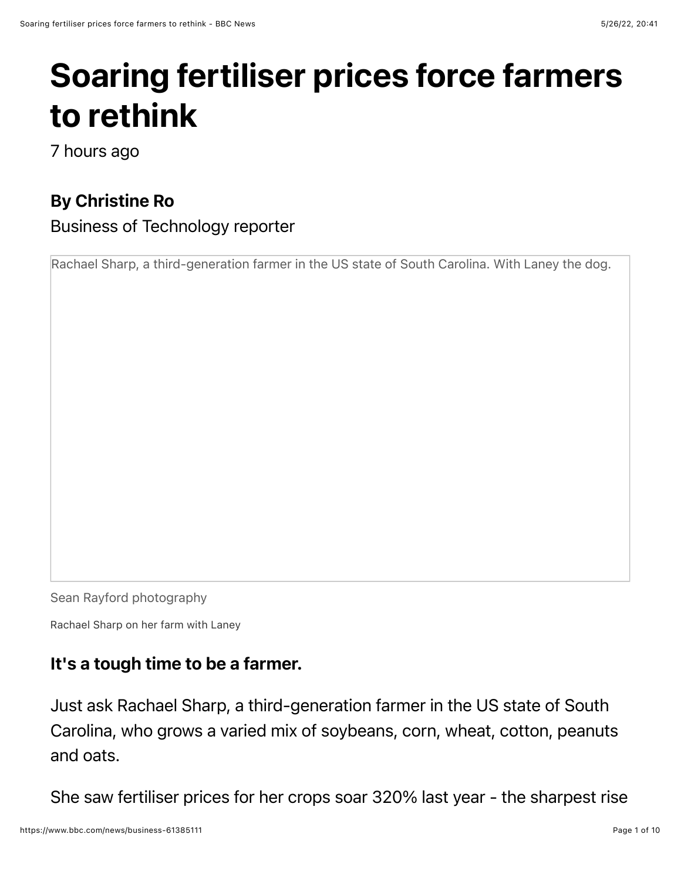# Soaring fertiliser prices force farmers to rethink

7 hours ago

**By Christine Ro**

Business of Technology reporter

Rachael Sharp, a third-generation farmer in the US state of South Carolina. With Laney the dog.

Sean Rayford photography

Rachael Sharp on her farm with Laney

**It's a tough time to be a farmer.**

Just ask Rachael Sharp, a third-generation farmer in the US state of South Carolina, who grows a varied mix of soybeans, corn, wheat, cotton, peanuts and oats.

She saw fertiliser prices for her crops soar 320% last year - the sharpest rise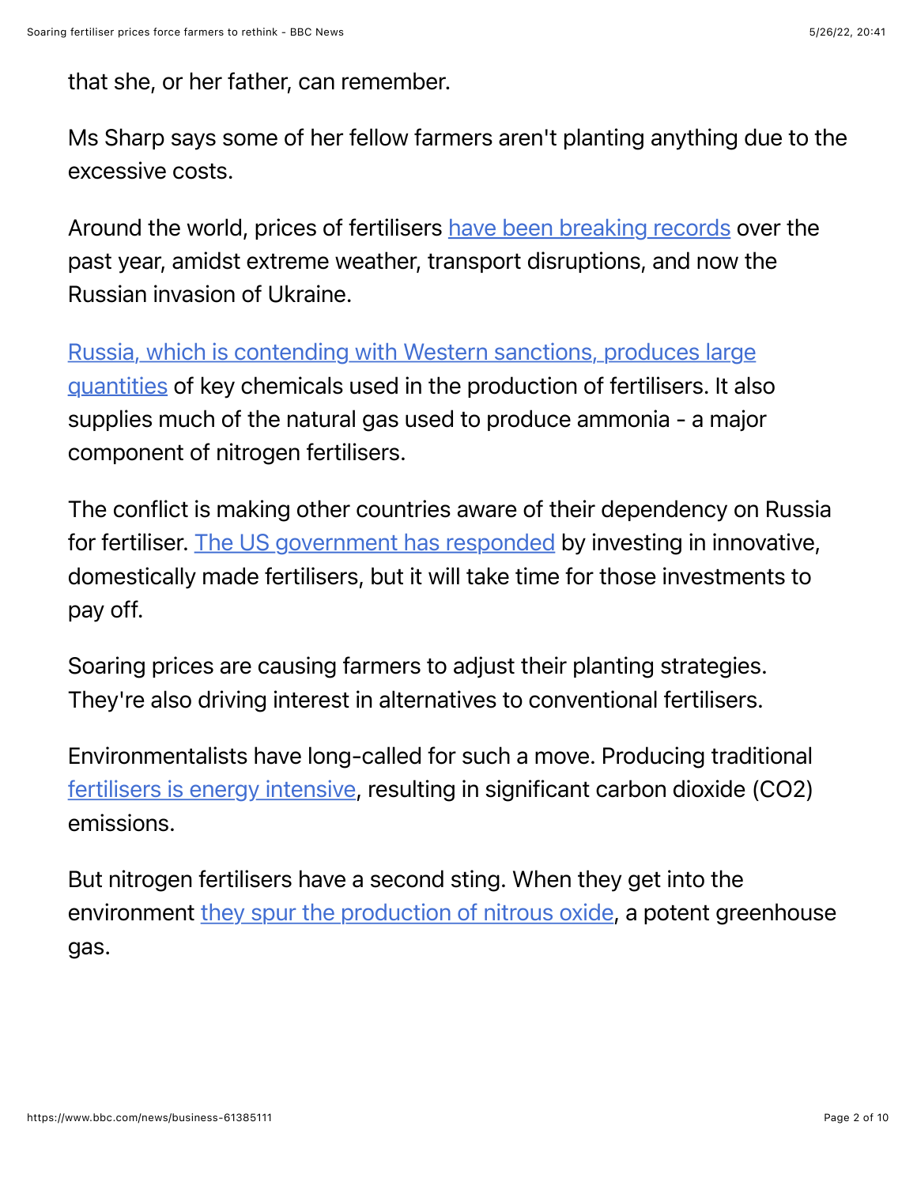that she, or her father, can remember.

Ms Sharp says some of her fellow farmers aren't planting anything due to the excessive costs.

Around the world, prices of fertilisers have been breaking records over the past year, amidst extreme weather, transport disruptions, and now the Russian invasion of Ukraine.

Russia, which is contending with Western sanctions, produces large quantities of key chemicals used in the production of fertilisers. It also supplies much of the natural gas used to produce ammonia - a major component of nitrogen fertilisers.

The conflict is making other countries aware of their dependency on Russia for fertiliser. The US government has responded by investing in innovative, domestically made fertilisers, but it will take time for those investments to pay off.

Soaring prices are causing farmers to adjust their planting strategies. They're also driving interest in alternatives to conventional fertilisers.

Environmentalists have long-called for such a move. Producing traditional fertilisers is energy intensive, resulting in significant carbon dioxide ($CO_2$) emissions.

But nitrogen fertilisers have a second sting. When they get into the environment they spur the production of nitrous oxide, a potent greenhouse gas.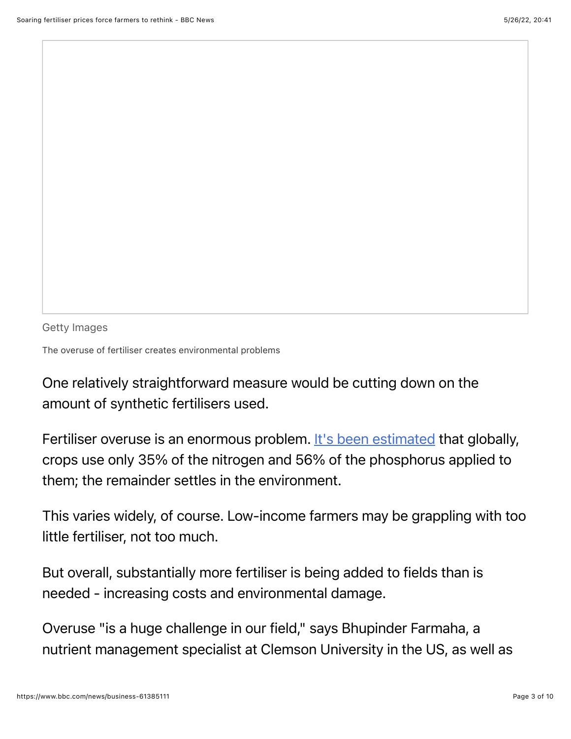Getty Images

The overuse of fertiliser creates environmental problems

One relatively straightforward measure would be cutting down on the amount of synthetic fertilisers used.

Fertiliser overuse is an enormous problem. [It's been estimated](https://www.bbc.com/news/business-61385111) that globally, crops use only 35% of the nitrogen and 56% of the phosphorus applied to them; the remainder settles in the environment.

This varies widely, of course. Low-income farmers may be grappling with too little fertiliser, not too much.

But overall, substantially more fertiliser is being added to fields than is needed - increasing costs and environmental damage.

Overuse "is a huge challenge in our field," says Bhupinder Farmaha, a nutrient management specialist at Clemson University in the US, as well as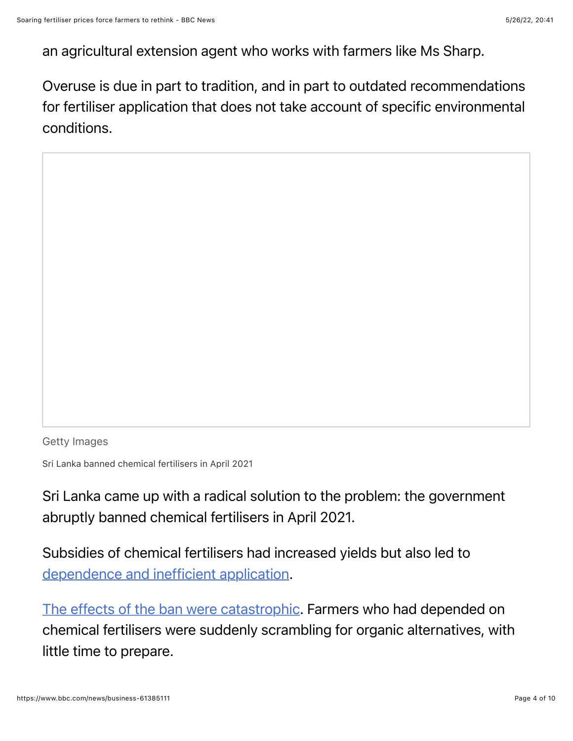an agricultural extension agent who works with farmers like Ms Sharp.

Overuse is due in part to tradition, and in part to outdated recommendations for fertiliser application that does not take account of specific environmental conditions.

Getty Images

Sri Lanka banned chemical fertilisers in April 2021

Sri Lanka came up with a radical solution to the problem: the government abruptly banned chemical fertilisers in April 2021.

Subsidies of chemical fertilisers had increased yields but also led to [dependence and inefficient application](#).

[The effects of the ban were catastrophic](#). Farmers who had depended on chemical fertilisers were suddenly scrambling for organic alternatives, with little time to prepare.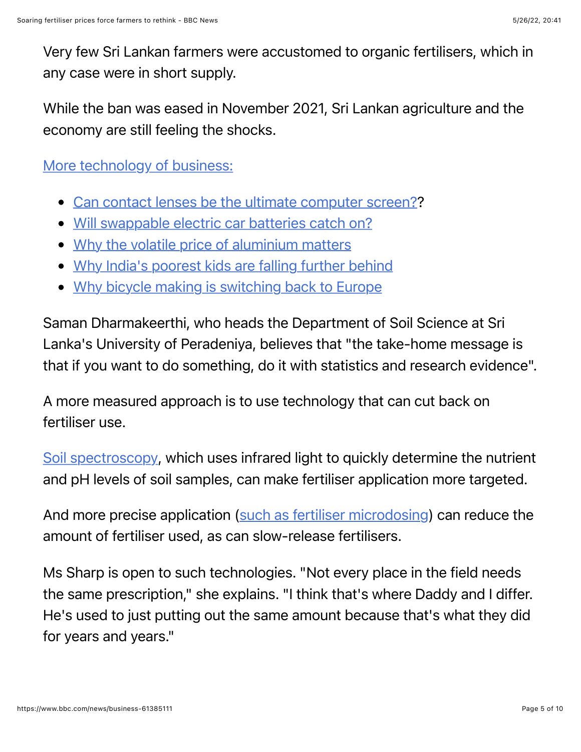Very few Sri Lankan farmers were accustomed to organic fertilisers, which in any case were in short supply.

While the ban was eased in November 2021, Sri Lankan agriculture and the economy are still feeling the shocks.

More technology of business:

- Can contact lenses be the ultimate computer screen??
- Will swappable electric car batteries catch on?
- Why the volatile price of aluminium matters
- Why India's poorest kids are falling further behind
- Why bicycle making is switching back to Europe

Saman Dharmakeerthi, who heads the Department of Soil Science at Sri Lanka's University of Peradeniya, believes that "the take-home message is that if you want to do something, do it with statistics and research evidence".

A more measured approach is to use technology that can cut back on fertiliser use.

Soil spectroscopy, which uses infrared light to quickly determine the nutrient and pH levels of soil samples, can make fertiliser application more targeted.

And more precise application (such as fertiliser microdosing) can reduce the amount of fertiliser used, as can slow-release fertilisers.

Ms Sharp is open to such technologies. "Not every place in the field needs the same prescription," she explains. "I think that's where Daddy and I differ. He's used to just putting out the same amount because that's what they did for years and years."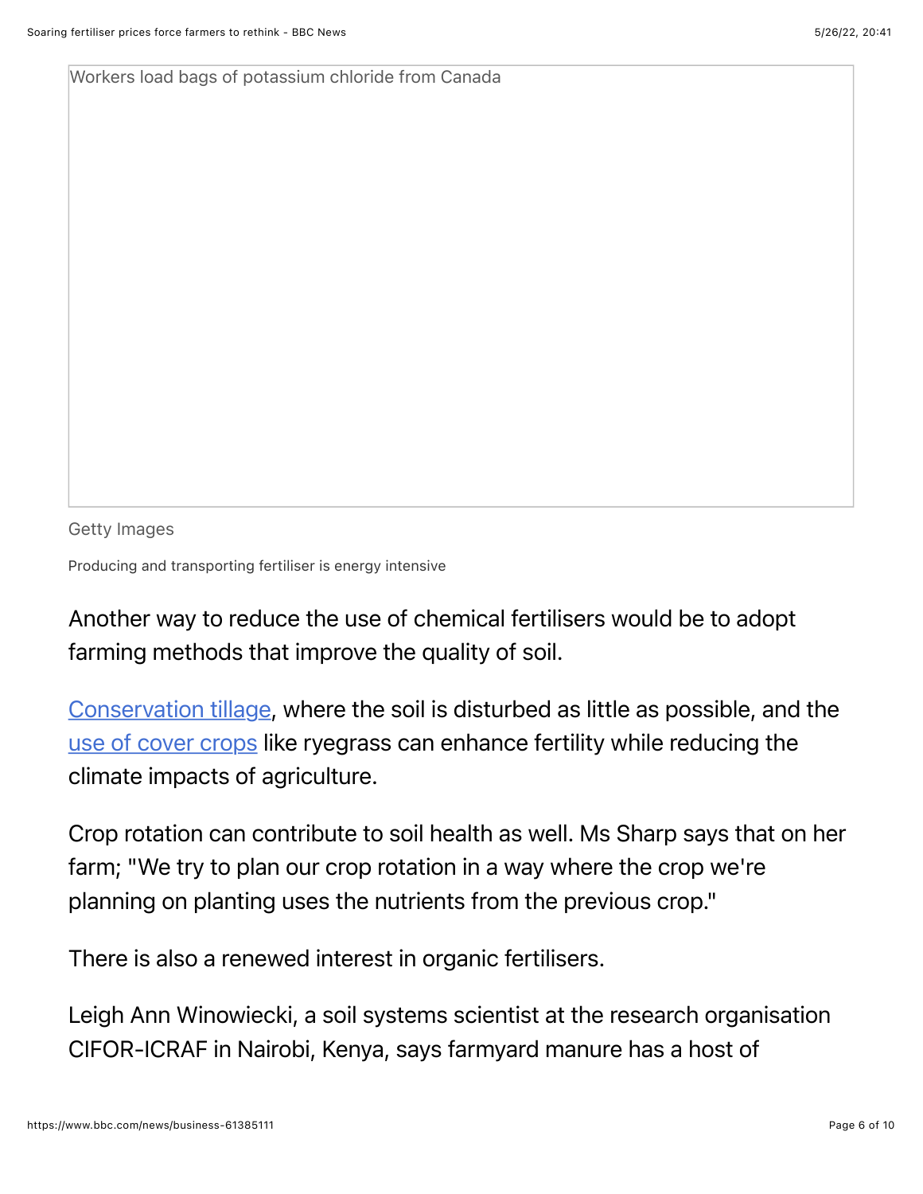Workers load bags of potassium chloride from Canada

Getty Images

Producing and transporting fertiliser is energy intensive

Another way to reduce the use of chemical fertilisers would be to adopt farming methods that improve the quality of soil.

[Conservation tillage](), where the soil is disturbed as little as possible, and the [use of cover crops]() like ryegrass can enhance fertility while reducing the climate impacts of agriculture.

Crop rotation can contribute to soil health as well. Ms Sharp says that on her farm; "We try to plan our crop rotation in a way where the crop we're planning on planting uses the nutrients from the previous crop."

There is also a renewed interest in organic fertilisers.

Leigh Ann Winowiecki, a soil systems scientist at the research organisation CIFOR-ICRAF in Nairobi, Kenya, says farmyard manure has a host of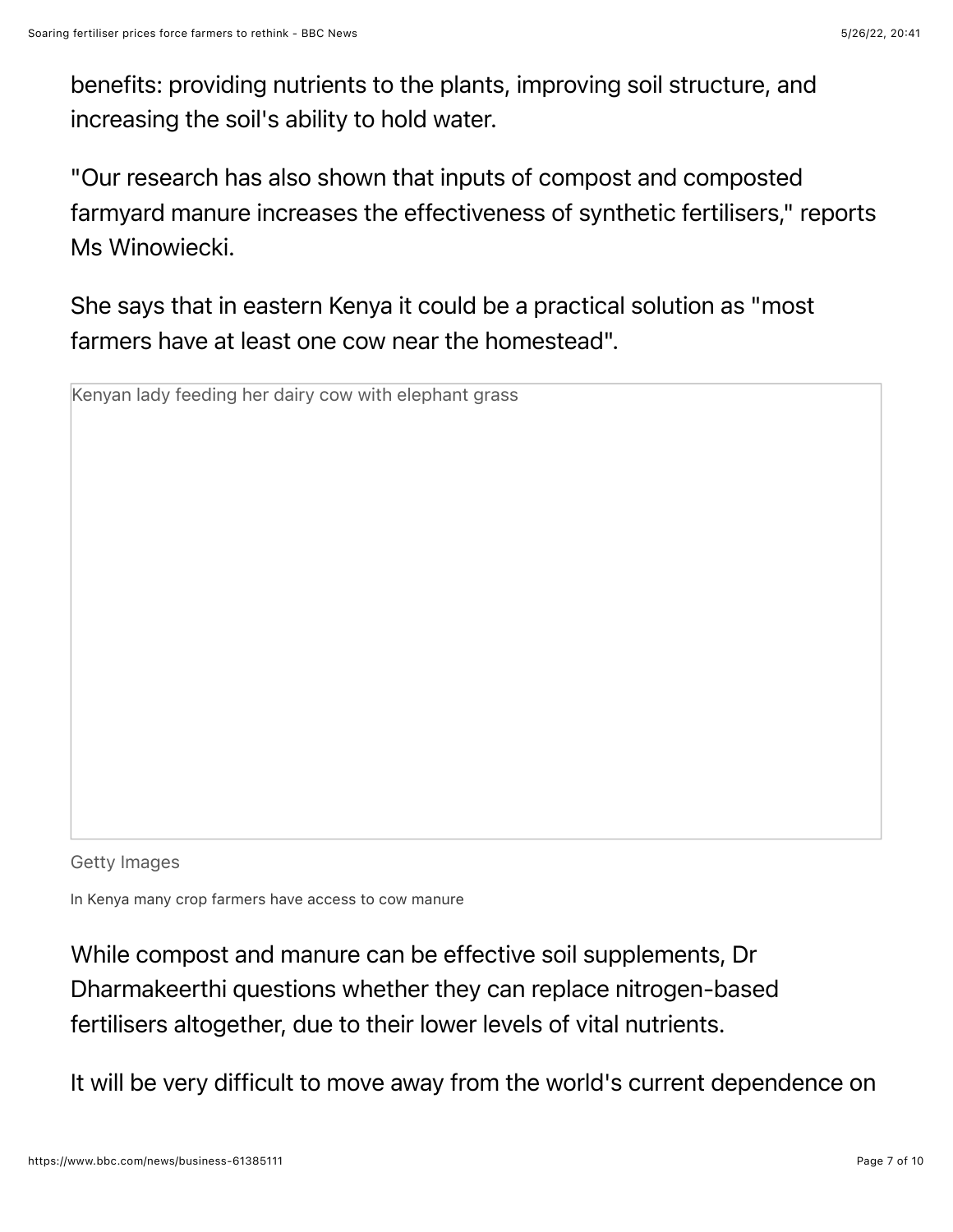benefits: providing nutrients to the plants, improving soil structure, and increasing the soil's ability to hold water.

"Our research has also shown that inputs of compost and composted farmyard manure increases the effectiveness of synthetic fertilisers," reports Ms Winowiecki.

She says that in eastern Kenya it could be a practical solution as "most farmers have at least one cow near the homestead".

Kenyan lady feeding her dairy cow with elephant grass

Getty Images

In Kenya many crop farmers have access to cow manure

While compost and manure can be effective soil supplements, Dr Dharmakeerthi questions whether they can replace nitrogen-based fertilisers altogether, due to their lower levels of vital nutrients.

It will be very difficult to move away from the world's current dependence on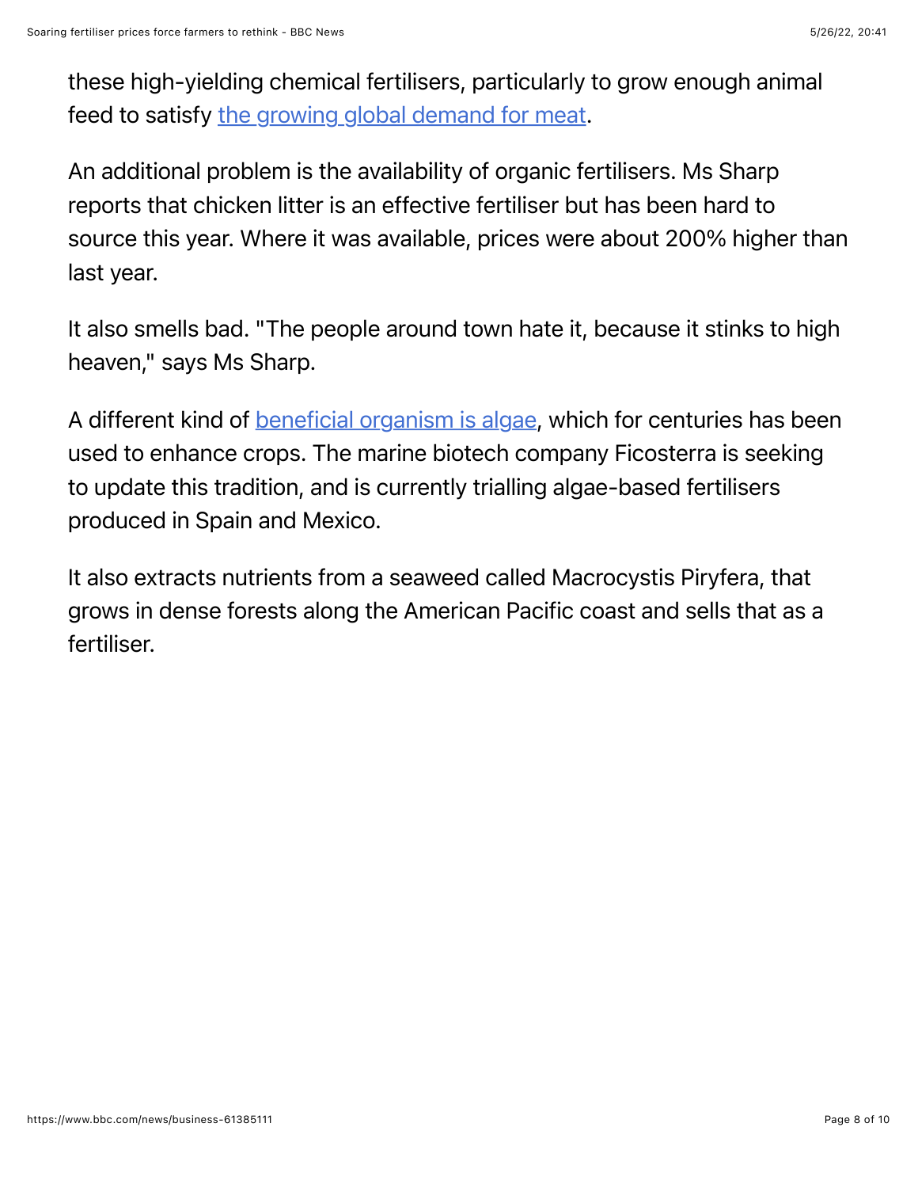these high-yielding chemical fertilisers, particularly to grow enough animal feed to satisfy [the growing global demand for meat](#).

An additional problem is the availability of organic fertilisers. Ms Sharp reports that chicken litter is an effective fertiliser but has been hard to source this year. Where it was available, prices were about 200% higher than last year.

It also smells bad. "The people around town hate it, because it stinks to high heaven," says Ms Sharp.

A different kind of [beneficial organism is algae](#), which for centuries has been used to enhance crops. The marine biotech company Ficosterra is seeking to update this tradition, and is currently trialling algae-based fertilisers produced in Spain and Mexico.

It also extracts nutrients from a seaweed called Macrocystis Piryfera, that grows in dense forests along the American Pacific coast and sells that as a fertiliser.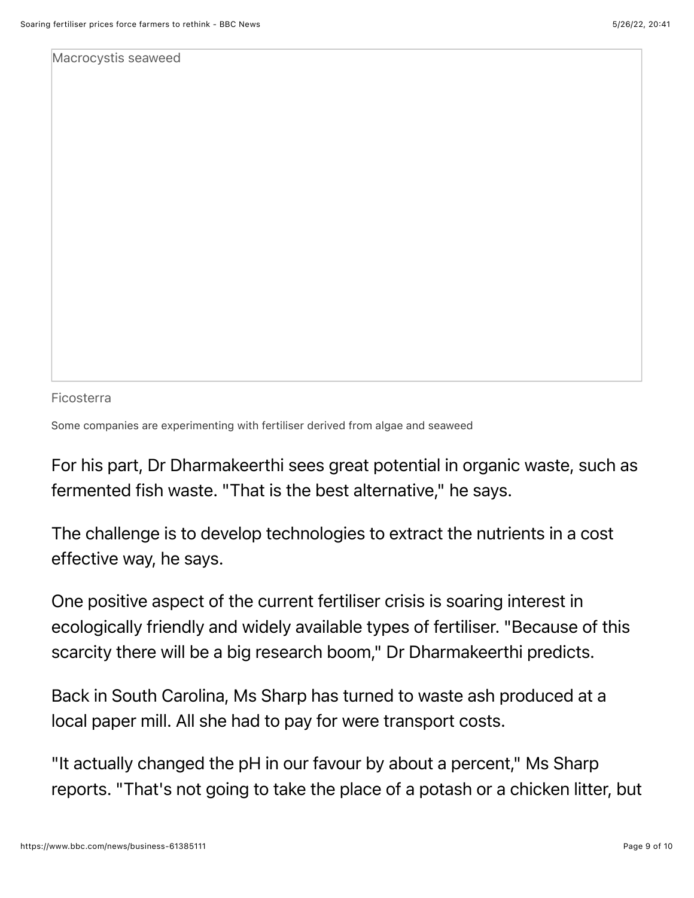Macrocystis seaweed

Ficosterra

Some companies are experimenting with fertiliser derived from algae and seaweed

For his part, Dr Dharmakeerthi sees great potential in organic waste, such as fermented fish waste. "That is the best alternative," he says.

The challenge is to develop technologies to extract the nutrients in a cost effective way, he says.

One positive aspect of the current fertiliser crisis is soaring interest in ecologically friendly and widely available types of fertiliser. "Because of this scarcity there will be a big research boom," Dr Dharmakeerthi predicts.

Back in South Carolina, Ms Sharp has turned to waste ash produced at a local paper mill. All she had to pay for were transport costs.

"It actually changed the pH in our favour by about a percent," Ms Sharp reports. "That's not going to take the place of a potash or a chicken litter, but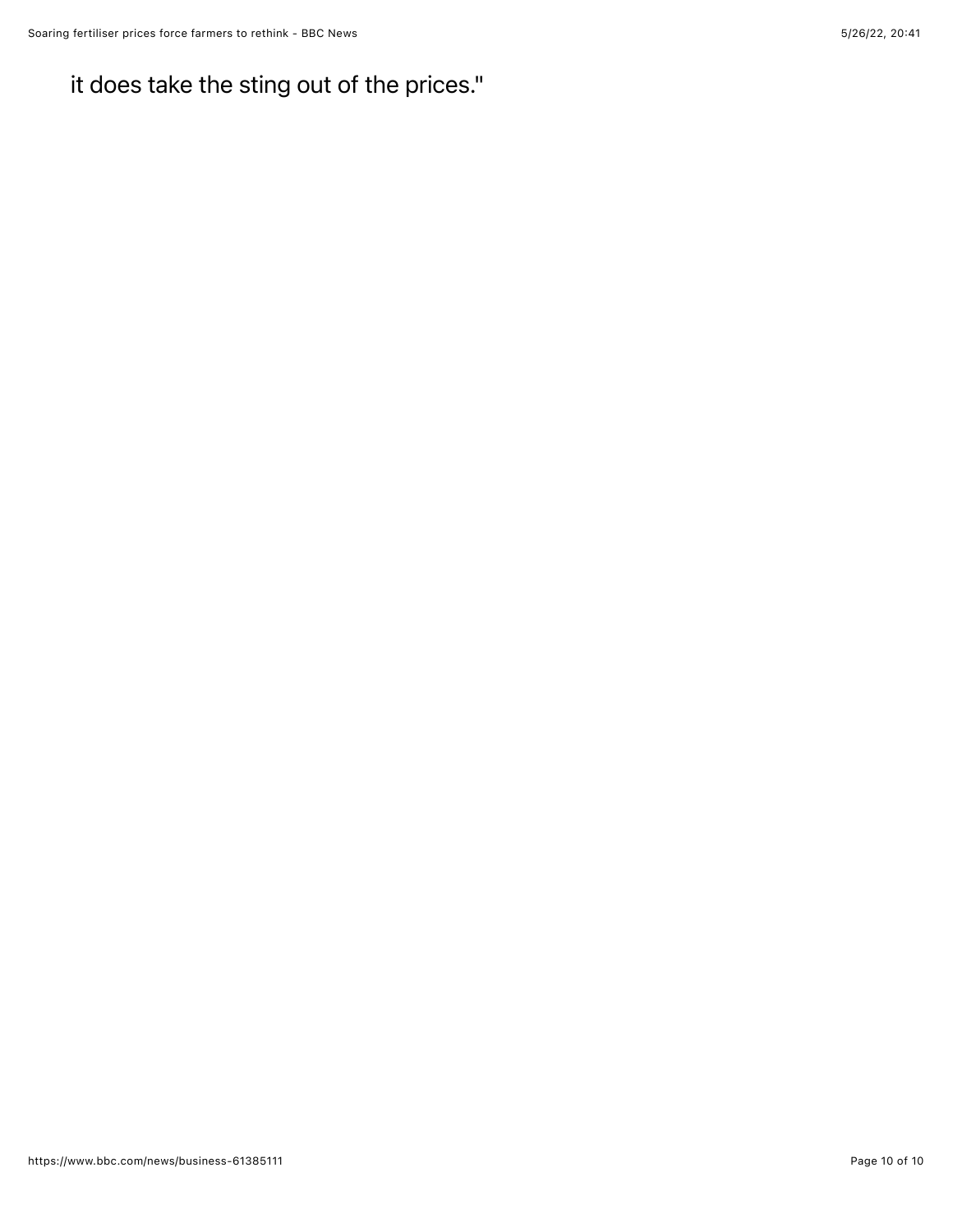it does take the sting out of the prices."